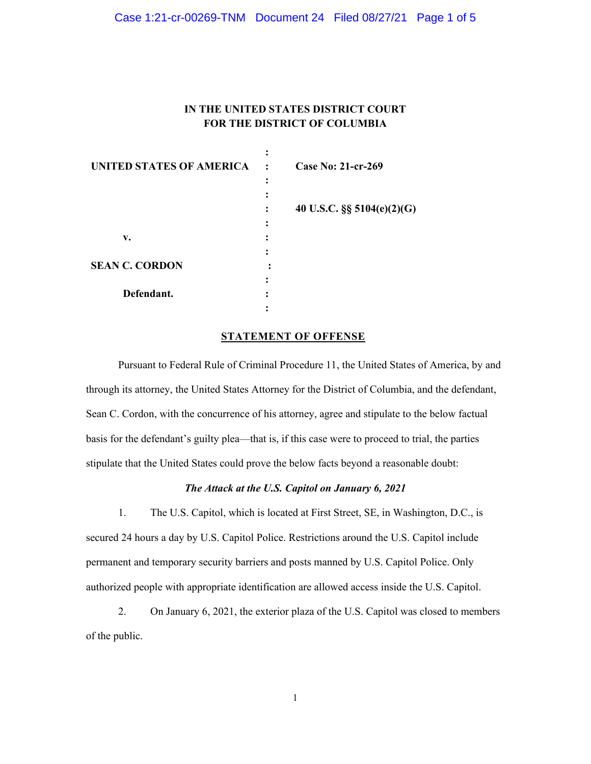**IN THE UNITED STATES DISTRICT COURT**
**FOR THE DISTRICT OF COLUMBIA**

| | | |
|---|---|---|
| **UNITED STATES OF AMERICA** | : | **Case No: 21-cr-269** |
| | : | **40 U.S.C. §§ 5104(e)(2)(G)** |
| **v.** | : | |
| **SEAN C. CORDON** | : | |
| **Defendant.** | : | |

## STATEMENT OF OFFENSE

Pursuant to Federal Rule of Criminal Procedure 11, the United States of America, by and through its attorney, the United States Attorney for the District of Columbia, and the defendant, Sean C. Cordon, with the concurrence of his attorney, agree and stipulate to the below factual basis for the defendant's guilty plea—that is, if this case were to proceed to trial, the parties stipulate that the United States could prove the below facts beyond a reasonable doubt:

### *The Attack at the U.S. Capitol on January 6, 2021*

1. The U.S. Capitol, which is located at First Street, SE, in Washington, D.C., is secured 24 hours a day by U.S. Capitol Police. Restrictions around the U.S. Capitol include permanent and temporary security barriers and posts manned by U.S. Capitol Police. Only authorized people with appropriate identification are allowed access inside the U.S. Capitol.

2. On January 6, 2021, the exterior plaza of the U.S. Capitol was closed to members of the public.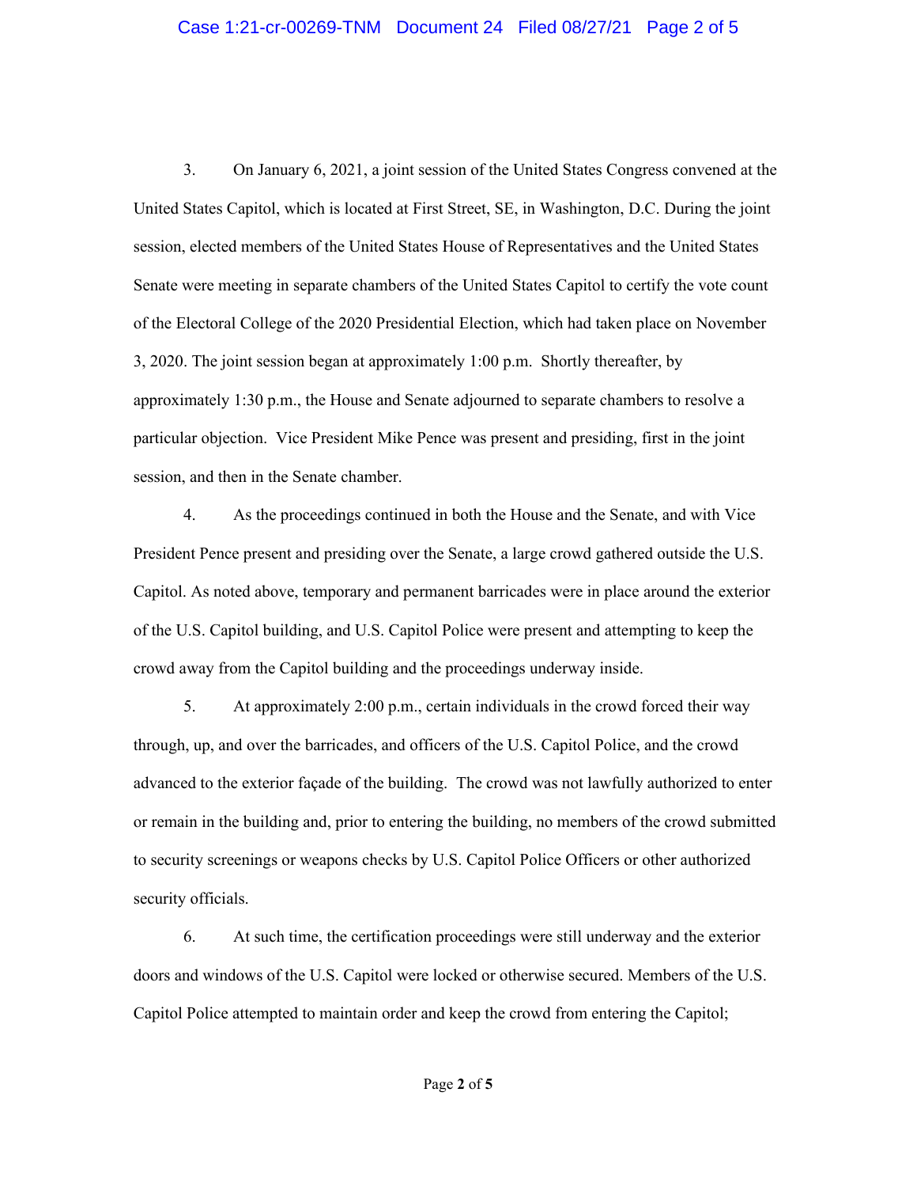3. On January 6, 2021, a joint session of the United States Congress convened at the United States Capitol, which is located at First Street, SE, in Washington, D.C. During the joint session, elected members of the United States House of Representatives and the United States Senate were meeting in separate chambers of the United States Capitol to certify the vote count of the Electoral College of the 2020 Presidential Election, which had taken place on November 3, 2020. The joint session began at approximately 1:00 p.m. Shortly thereafter, by approximately 1:30 p.m., the House and Senate adjourned to separate chambers to resolve a particular objection. Vice President Mike Pence was present and presiding, first in the joint session, and then in the Senate chamber.

4. As the proceedings continued in both the House and the Senate, and with Vice President Pence present and presiding over the Senate, a large crowd gathered outside the U.S. Capitol. As noted above, temporary and permanent barricades were in place around the exterior of the U.S. Capitol building, and U.S. Capitol Police were present and attempting to keep the crowd away from the Capitol building and the proceedings underway inside.

5. At approximately 2:00 p.m., certain individuals in the crowd forced their way through, up, and over the barricades, and officers of the U.S. Capitol Police, and the crowd advanced to the exterior façade of the building. The crowd was not lawfully authorized to enter or remain in the building and, prior to entering the building, no members of the crowd submitted to security screenings or weapons checks by U.S. Capitol Police Officers or other authorized security officials.

6. At such time, the certification proceedings were still underway and the exterior doors and windows of the U.S. Capitol were locked or otherwise secured. Members of the U.S. Capitol Police attempted to maintain order and keep the crowd from entering the Capitol;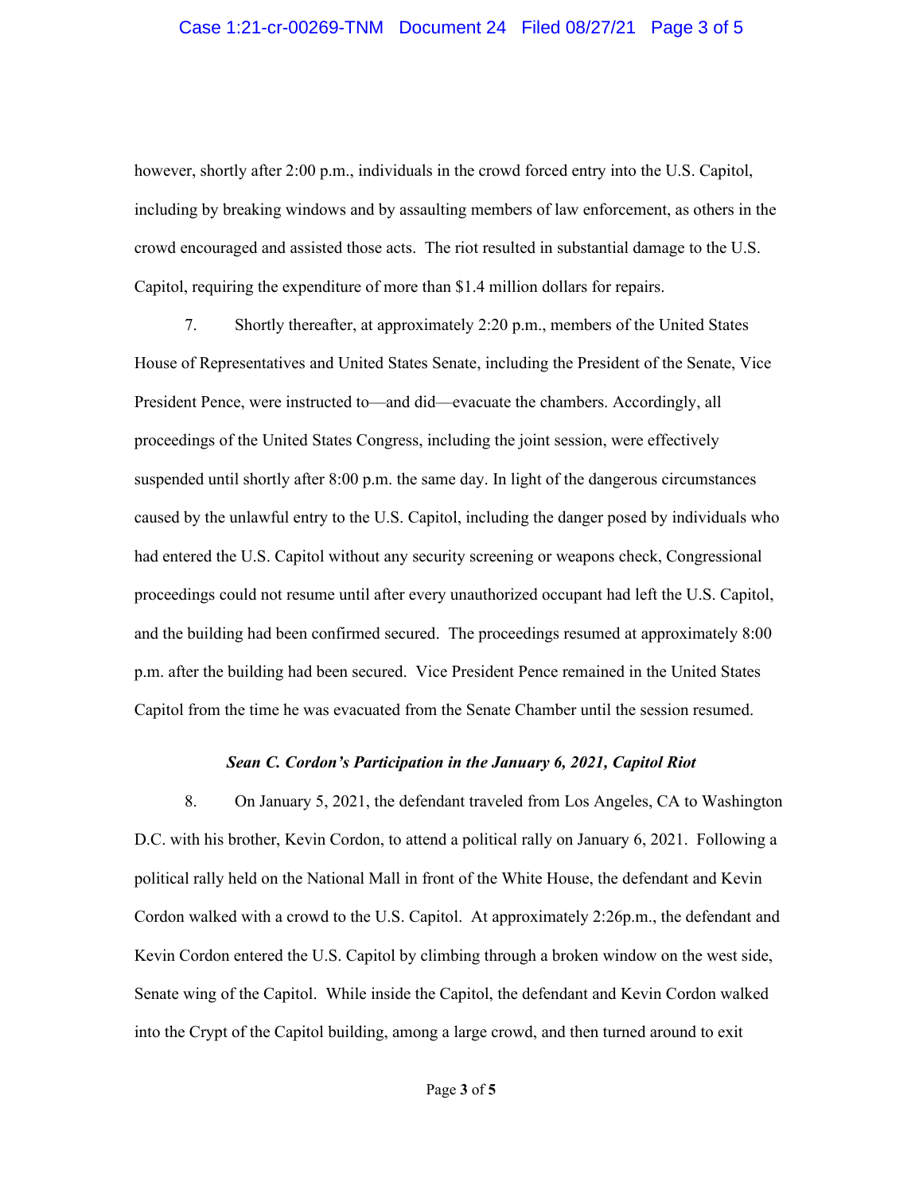however, shortly after 2:00 p.m., individuals in the crowd forced entry into the U.S. Capitol, including by breaking windows and by assaulting members of law enforcement, as others in the crowd encouraged and assisted those acts. The riot resulted in substantial damage to the U.S. Capitol, requiring the expenditure of more than $1.4 million dollars for repairs.

7. Shortly thereafter, at approximately 2:20 p.m., members of the United States House of Representatives and United States Senate, including the President of the Senate, Vice President Pence, were instructed to—and did—evacuate the chambers. Accordingly, all proceedings of the United States Congress, including the joint session, were effectively suspended until shortly after 8:00 p.m. the same day. In light of the dangerous circumstances caused by the unlawful entry to the U.S. Capitol, including the danger posed by individuals who had entered the U.S. Capitol without any security screening or weapons check, Congressional proceedings could not resume until after every unauthorized occupant had left the U.S. Capitol, and the building had been confirmed secured. The proceedings resumed at approximately 8:00 p.m. after the building had been secured. Vice President Pence remained in the United States Capitol from the time he was evacuated from the Senate Chamber until the session resumed.

### *Sean C. Cordon's Participation in the January 6, 2021, Capitol Riot*

8. On January 5, 2021, the defendant traveled from Los Angeles, CA to Washington D.C. with his brother, Kevin Cordon, to attend a political rally on January 6, 2021. Following a political rally held on the National Mall in front of the White House, the defendant and Kevin Cordon walked with a crowd to the U.S. Capitol. At approximately 2:26p.m., the defendant and Kevin Cordon entered the U.S. Capitol by climbing through a broken window on the west side, Senate wing of the Capitol. While inside the Capitol, the defendant and Kevin Cordon walked into the Crypt of the Capitol building, among a large crowd, and then turned around to exit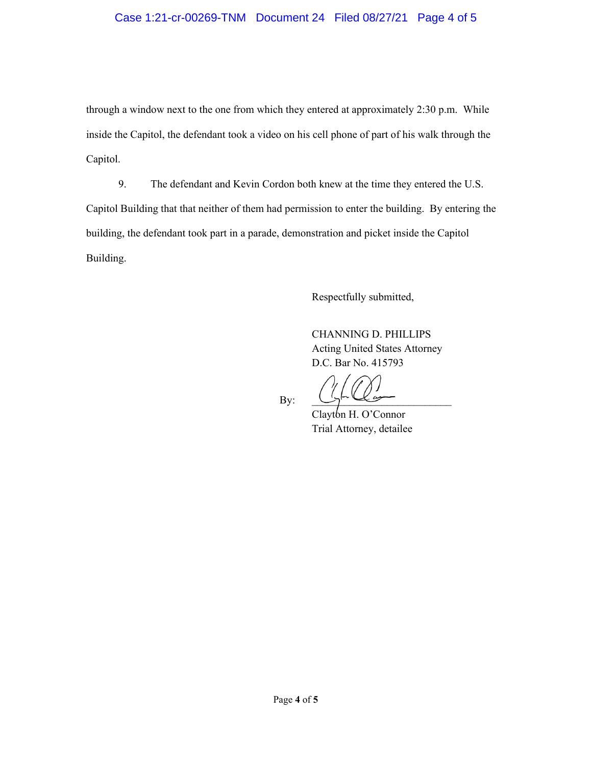through a window next to the one from which they entered at approximately 2:30 p.m. While inside the Capitol, the defendant took a video on his cell phone of part of his walk through the Capitol.

9. The defendant and Kevin Cordon both knew at the time they entered the U.S. Capitol Building that that neither of them had permission to enter the building. By entering the building, the defendant took part in a parade, demonstration and picket inside the Capitol Building.

Respectfully submitted,

CHANNING D. PHILLIPS
Acting United States Attorney
D.C. Bar No. 415793

By: ___________________________
Clayton H. O'Connor
Trial Attorney, detailee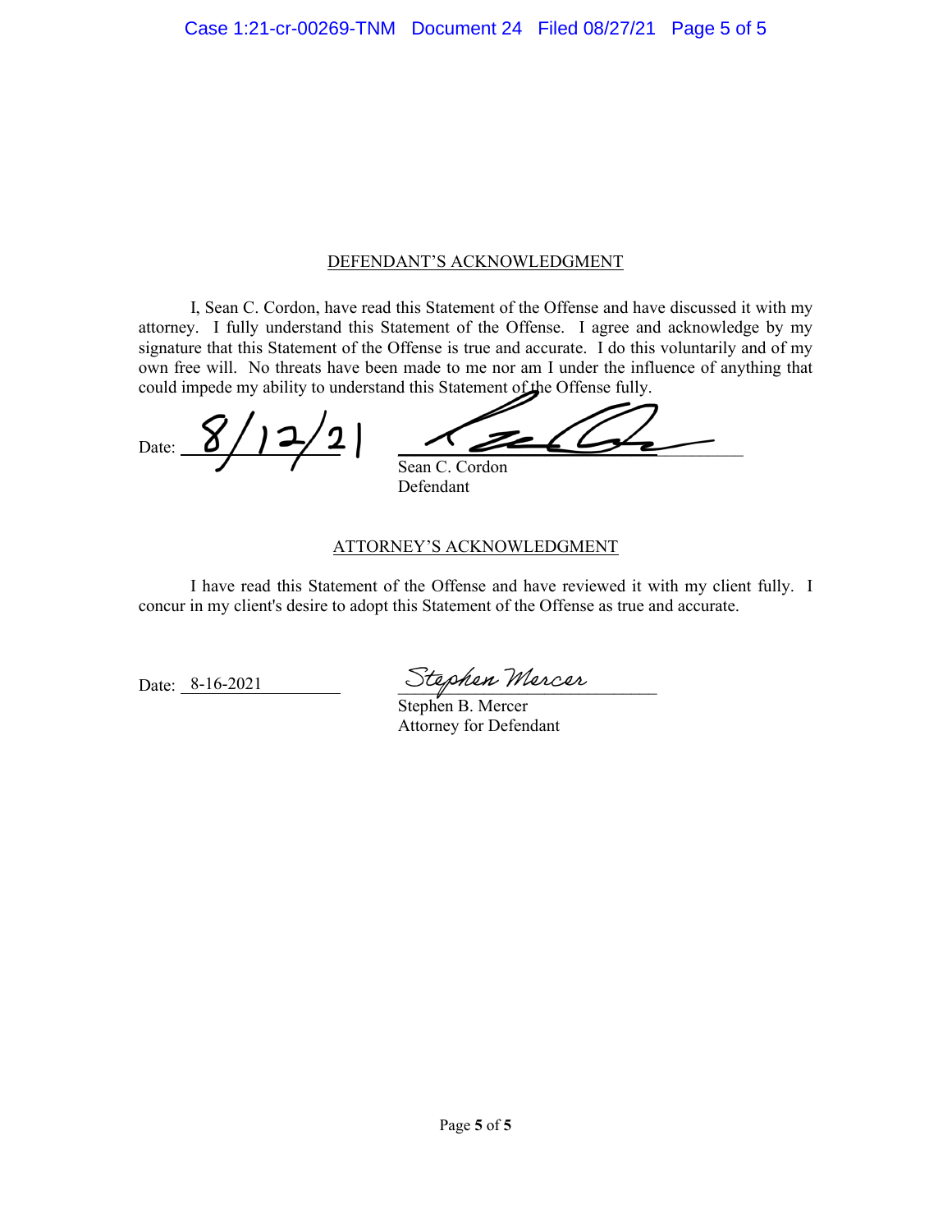## DEFENDANT'S ACKNOWLEDGMENT

I, Sean C. Cordon, have read this Statement of the Offense and have discussed it with my attorney. I fully understand this Statement of the Offense. I agree and acknowledge by my signature that this Statement of the Offense is true and accurate. I do this voluntarily and of my own free will. No threats have been made to me nor am I under the influence of anything that could impede my ability to understand this Statement of the Offense fully.

Date: 8/12/21

Sean C. Cordon
Defendant

## ATTORNEY'S ACKNOWLEDGMENT

I have read this Statement of the Offense and have reviewed it with my client fully. I concur in my client's desire to adopt this Statement of the Offense as true and accurate.

Date: 8-16-2021

Stephen Mercer
Stephen B. Mercer
Attorney for Defendant